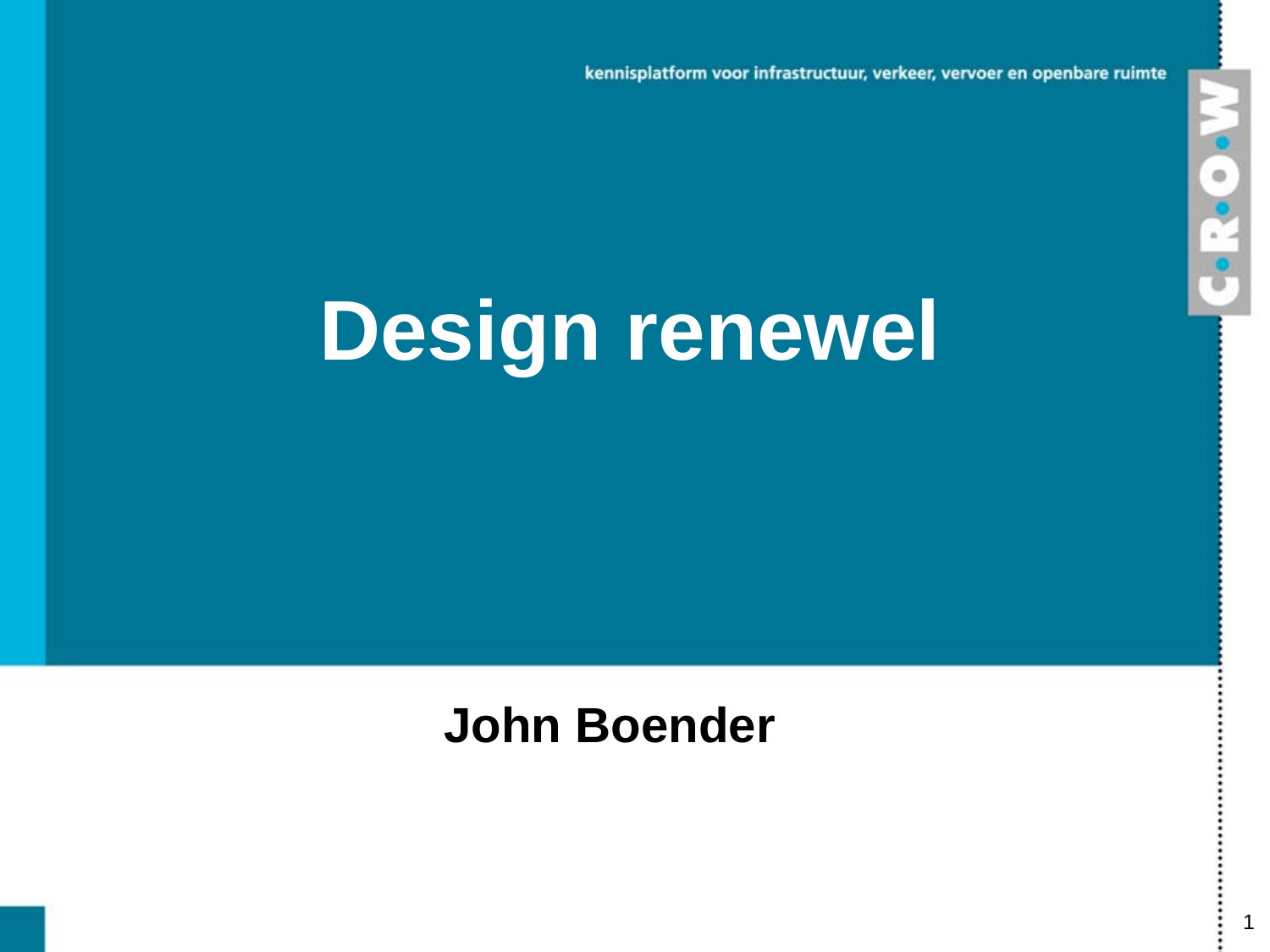kennisplatform voor infrastructuur, verkeer, vervoer en openbare ruimte

C.R.O.W

# Design renewel

**John Boender**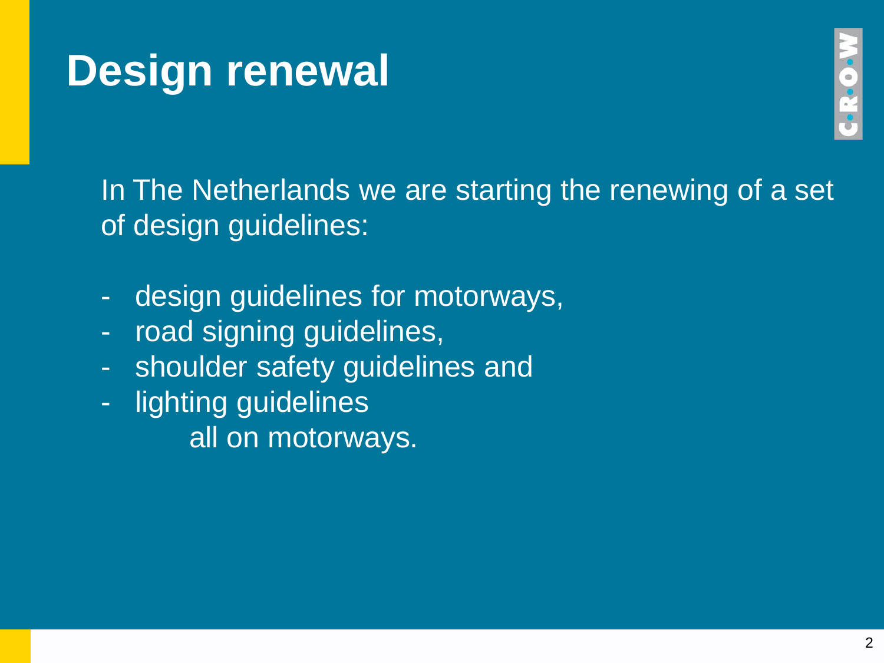# Design renewal

In The Netherlands we are starting the renewing of a set of design guidelines:

- design guidelines for motorways,
- road signing guidelines,
- shoulder safety guidelines and
- lighting guidelines

  all on motorways.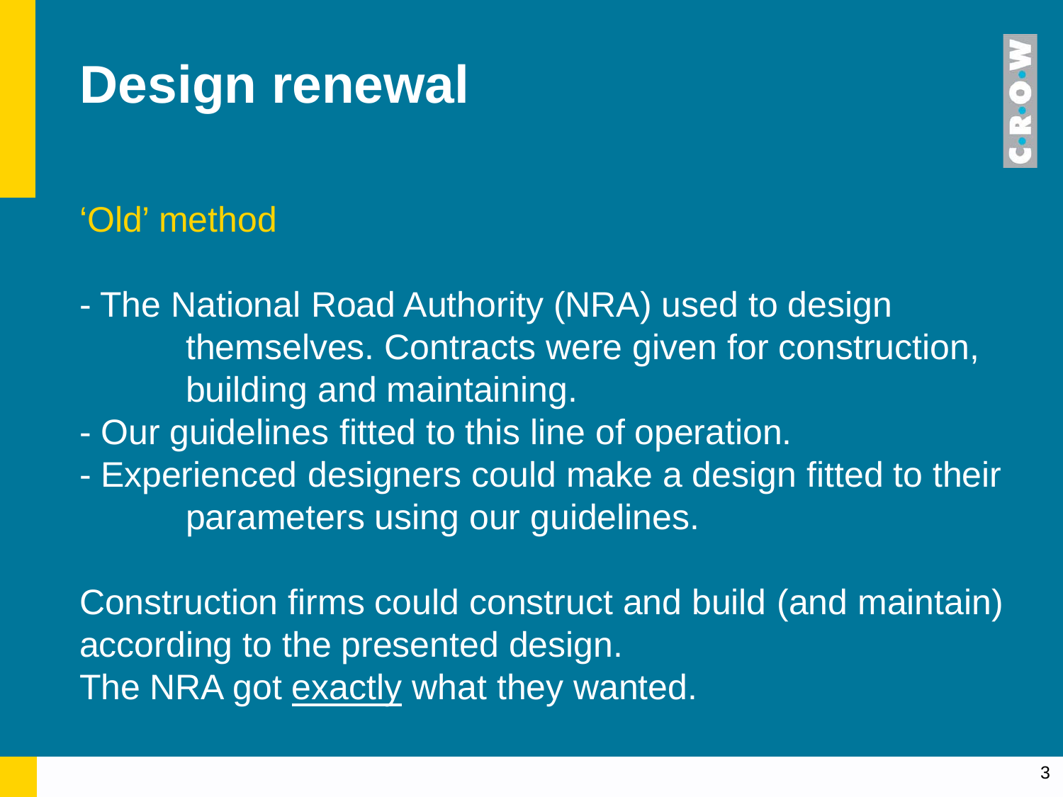# Design renewal

## 'Old' method

- The National Road Authority (NRA) used to design themselves. Contracts were given for construction, building and maintaining.
- Our guidelines fitted to this line of operation.
- Experienced designers could make a design fitted to their parameters using our guidelines.

Construction firms could construct and build (and maintain) according to the presented design.
The NRA got <u>exactly</u> what they wanted.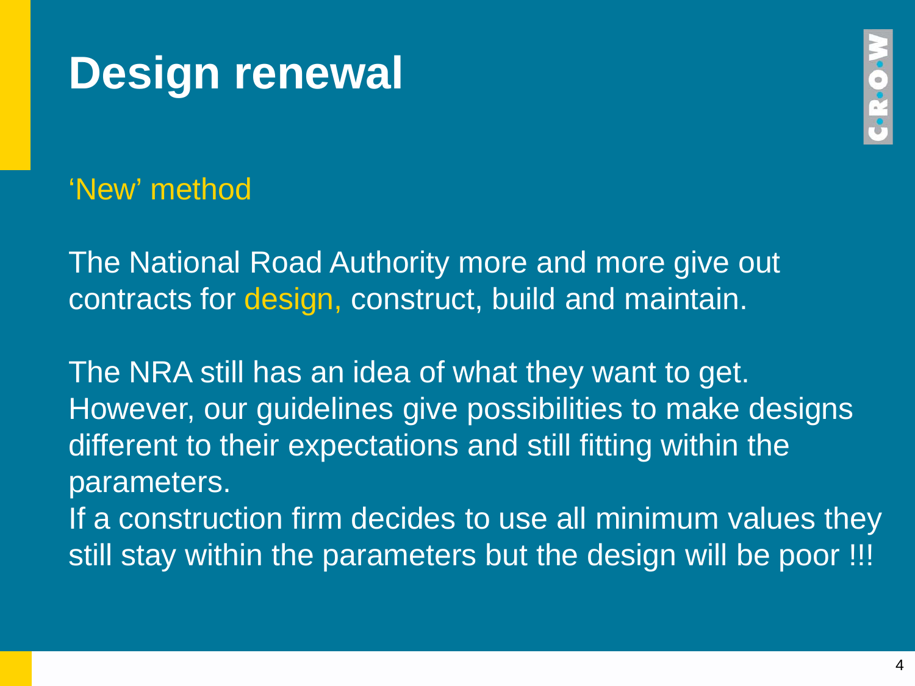# Design renewal

'New' method

The National Road Authority more and more give out contracts for design, construct, build and maintain.

The NRA still has an idea of what they want to get. However, our guidelines give possibilities to make designs different to their expectations and still fitting within the parameters.
If a construction firm decides to use all minimum values they still stay within the parameters but the design will be poor !!!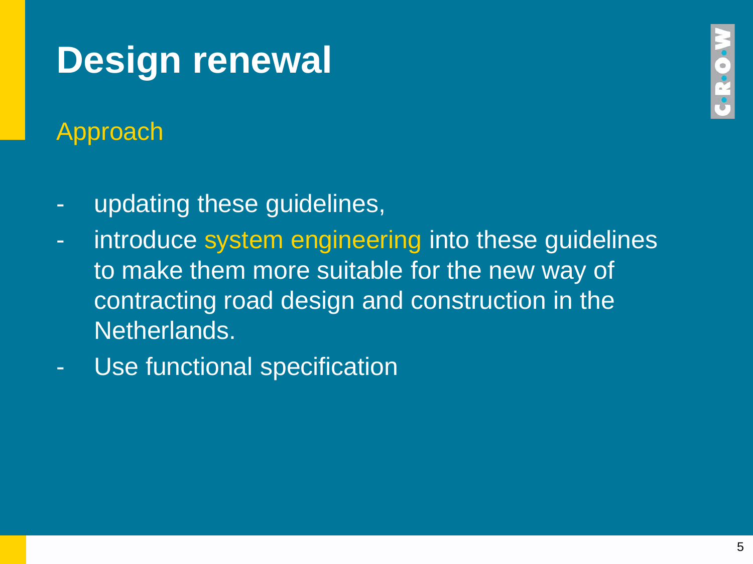# Design renewal

## Approach

- updating these guidelines,
- introduce system engineering into these guidelines to make them more suitable for the new way of contracting road design and construction in the Netherlands.
- Use functional specification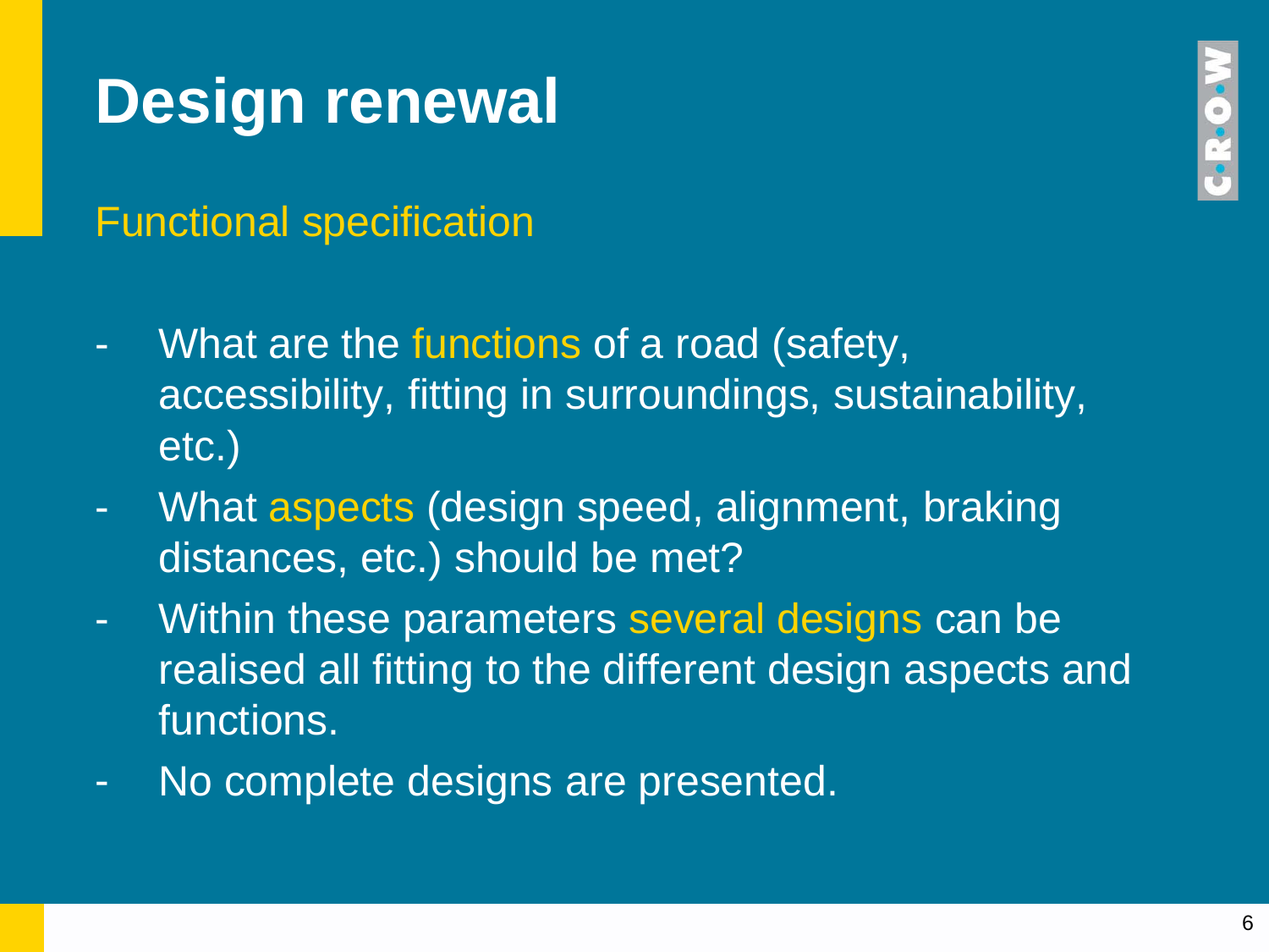# Design renewal

## Functional specification

- What are the functions of a road (safety, accessibility, fitting in surroundings, sustainability, etc.)
- What aspects (design speed, alignment, braking distances, etc.) should be met?
- Within these parameters several designs can be realised all fitting to the different design aspects and functions.
- No complete designs are presented.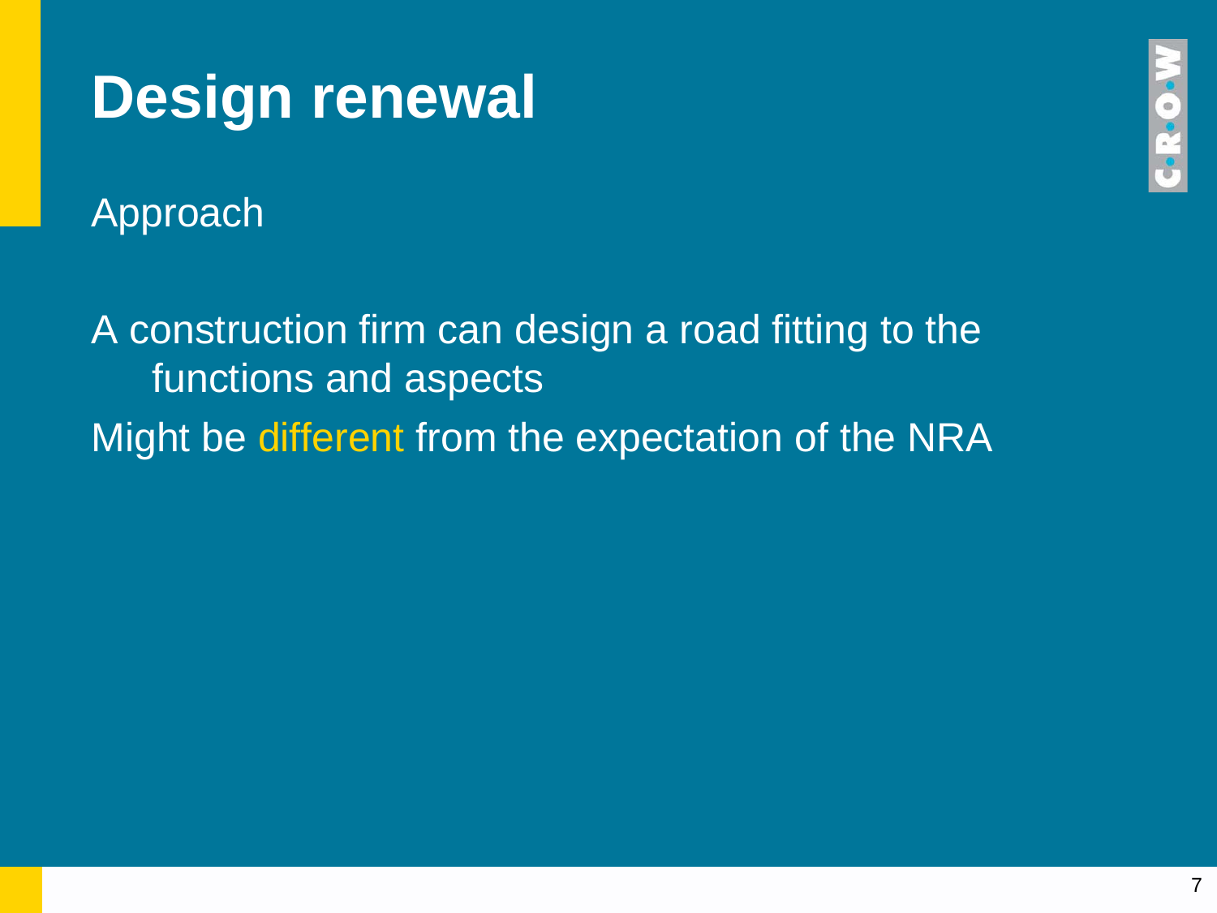# Design renewal

Approach

A construction firm can design a road fitting to the functions and aspects

Might be different from the expectation of the NRA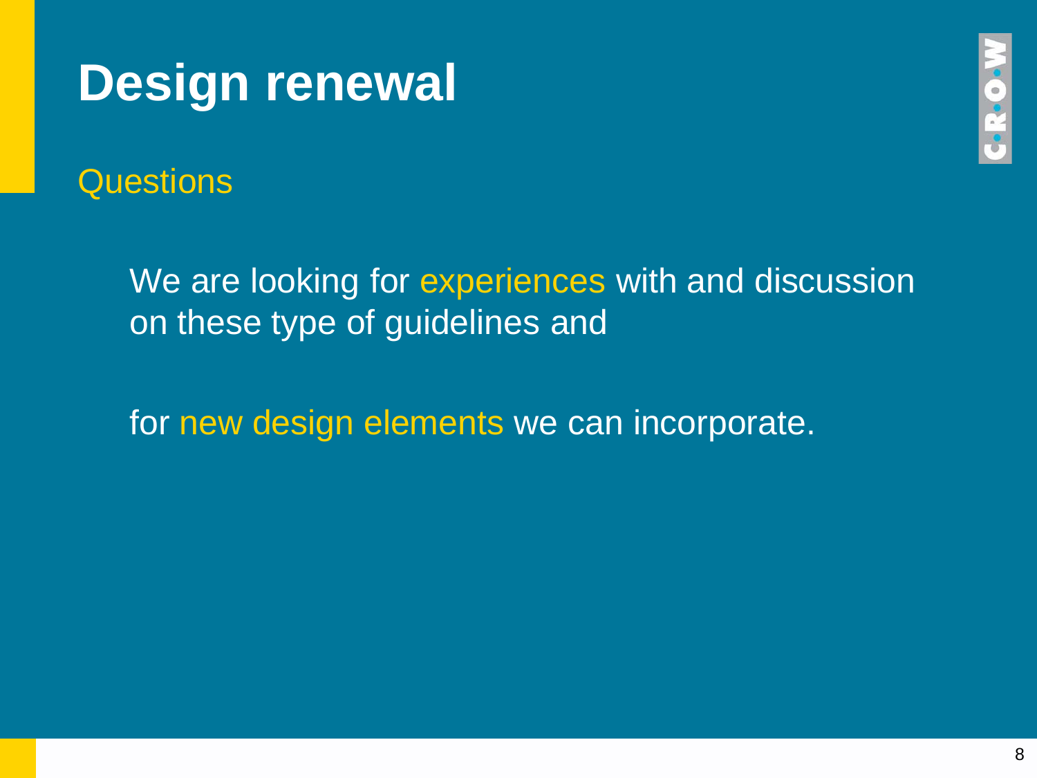# Design renewal

## Questions

We are looking for experiences with and discussion on these type of guidelines and

for new design elements we can incorporate.